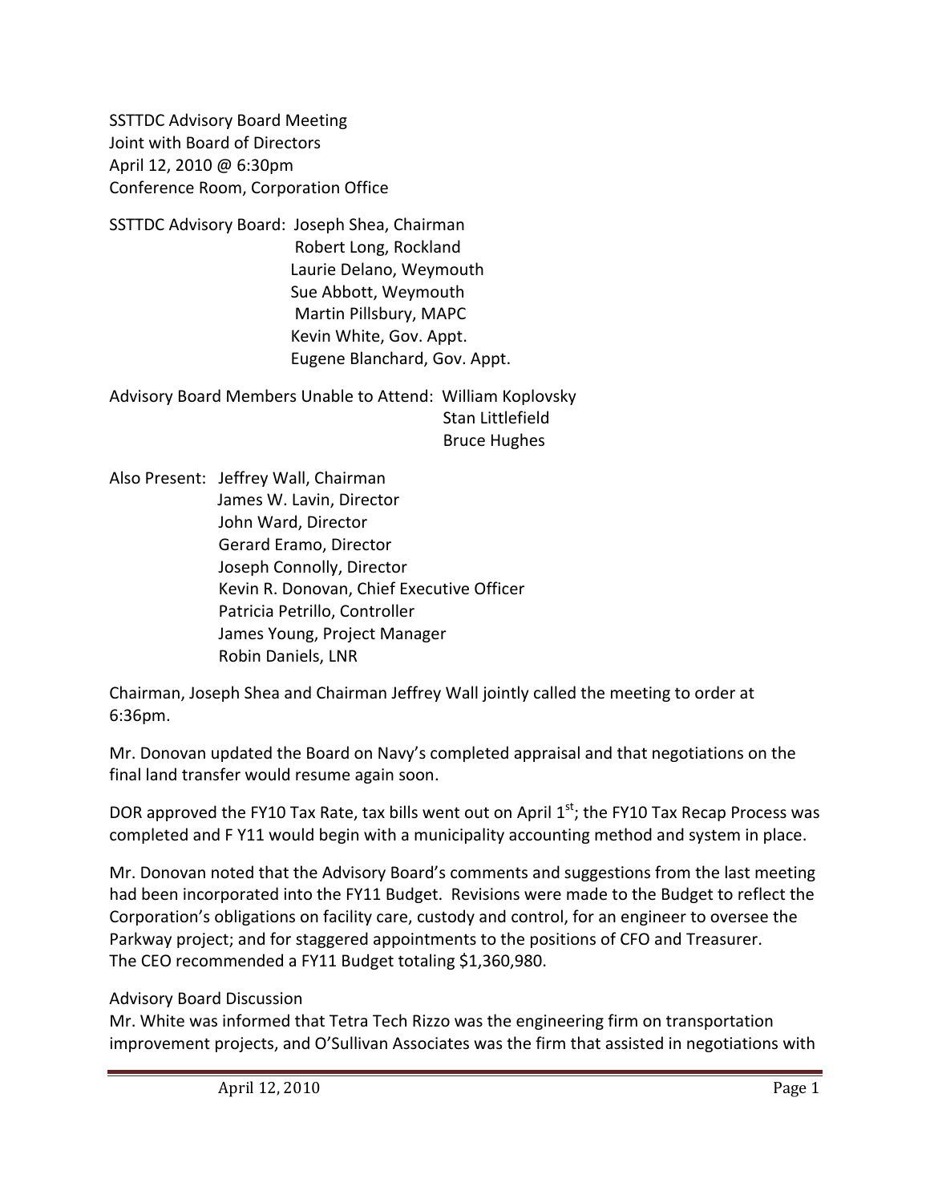SSTTDC Advisory Board Meeting
Joint with Board of Directors
April 12, 2010 @ 6:30pm
Conference Room, Corporation Office

SSTTDC Advisory Board: Joseph Shea, Chairman
Robert Long, Rockland
Laurie Delano, Weymouth
Sue Abbott, Weymouth
Martin Pillsbury, MAPC
Kevin White, Gov. Appt.
Eugene Blanchard, Gov. Appt.

Advisory Board Members Unable to Attend: William Koplovsky
Stan Littlefield
Bruce Hughes

Also Present: Jeffrey Wall, Chairman
James W. Lavin, Director
John Ward, Director
Gerard Eramo, Director
Joseph Connolly, Director
Kevin R. Donovan, Chief Executive Officer
Patricia Petrillo, Controller
James Young, Project Manager
Robin Daniels, LNR

Chairman, Joseph Shea and Chairman Jeffrey Wall jointly called the meeting to order at 6:36pm.

Mr. Donovan updated the Board on Navy's completed appraisal and that negotiations on the final land transfer would resume again soon.

DOR approved the FY10 Tax Rate, tax bills went out on April 1st; the FY10 Tax Recap Process was completed and F Y11 would begin with a municipality accounting method and system in place.

Mr. Donovan noted that the Advisory Board's comments and suggestions from the last meeting had been incorporated into the FY11 Budget. Revisions were made to the Budget to reflect the Corporation's obligations on facility care, custody and control, for an engineer to oversee the Parkway project; and for staggered appointments to the positions of CFO and Treasurer. The CEO recommended a FY11 Budget totaling $1,360,980.

Advisory Board Discussion

Mr. White was informed that Tetra Tech Rizzo was the engineering firm on transportation improvement projects, and O'Sullivan Associates was the firm that assisted in negotiations with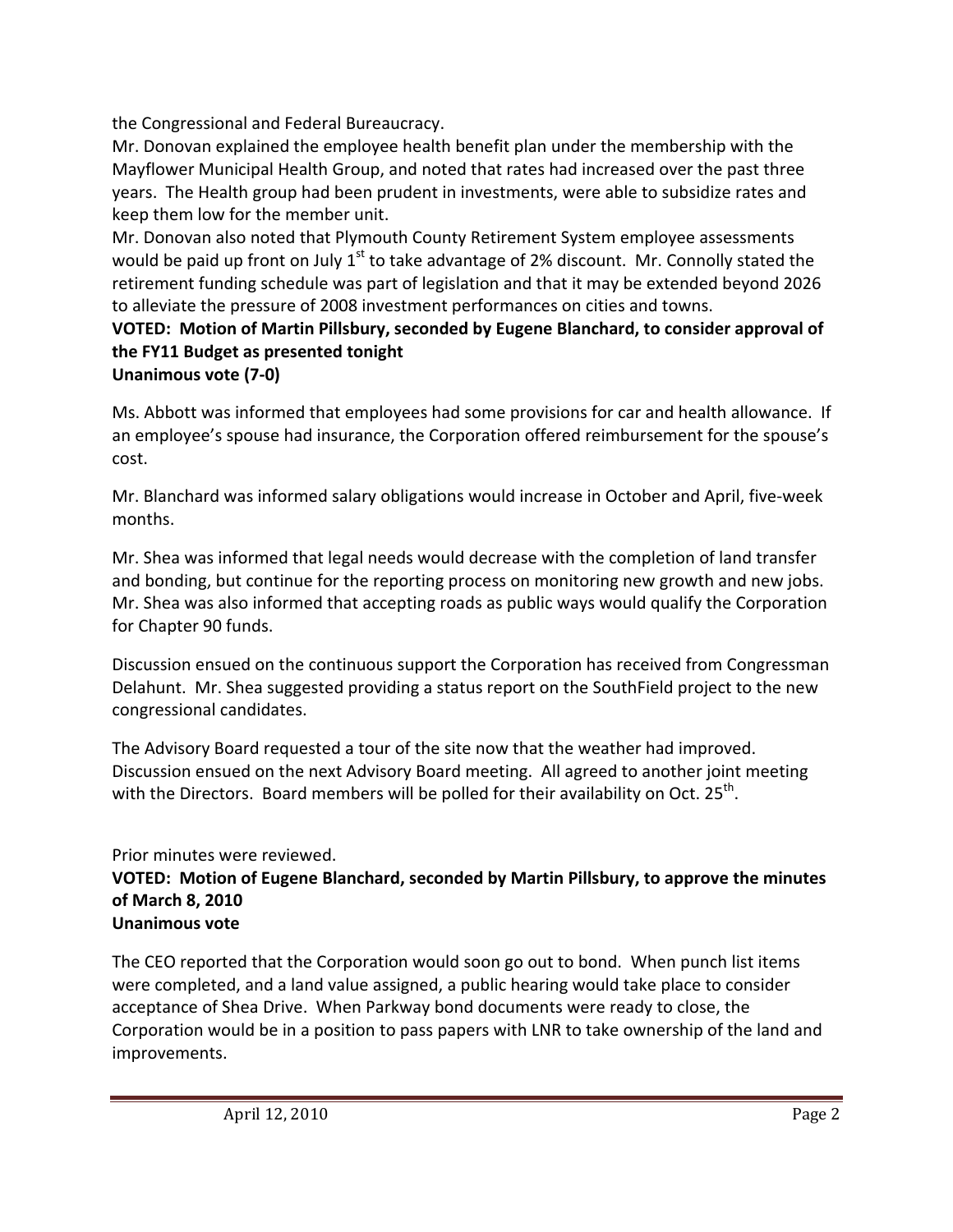the Congressional and Federal Bureaucracy.

Mr. Donovan explained the employee health benefit plan under the membership with the Mayflower Municipal Health Group, and noted that rates had increased over the past three years. The Health group had been prudent in investments, were able to subsidize rates and keep them low for the member unit.

Mr. Donovan also noted that Plymouth County Retirement System employee assessments would be paid up front on July 1st to take advantage of 2% discount. Mr. Connolly stated the retirement funding schedule was part of legislation and that it may be extended beyond 2026 to alleviate the pressure of 2008 investment performances on cities and towns.

**VOTED: Motion of Martin Pillsbury, seconded by Eugene Blanchard, to consider approval of the FY11 Budget as presented tonight**
**Unanimous vote (7-0)**

Ms. Abbott was informed that employees had some provisions for car and health allowance. If an employee's spouse had insurance, the Corporation offered reimbursement for the spouse's cost.

Mr. Blanchard was informed salary obligations would increase in October and April, five-week months.

Mr. Shea was informed that legal needs would decrease with the completion of land transfer and bonding, but continue for the reporting process on monitoring new growth and new jobs. Mr. Shea was also informed that accepting roads as public ways would qualify the Corporation for Chapter 90 funds.

Discussion ensued on the continuous support the Corporation has received from Congressman Delahunt. Mr. Shea suggested providing a status report on the SouthField project to the new congressional candidates.

The Advisory Board requested a tour of the site now that the weather had improved. Discussion ensued on the next Advisory Board meeting. All agreed to another joint meeting with the Directors. Board members will be polled for their availability on Oct. 25th.

Prior minutes were reviewed.

**VOTED: Motion of Eugene Blanchard, seconded by Martin Pillsbury, to approve the minutes of March 8, 2010**
**Unanimous vote**

The CEO reported that the Corporation would soon go out to bond. When punch list items were completed, and a land value assigned, a public hearing would take place to consider acceptance of Shea Drive. When Parkway bond documents were ready to close, the Corporation would be in a position to pass papers with LNR to take ownership of the land and improvements.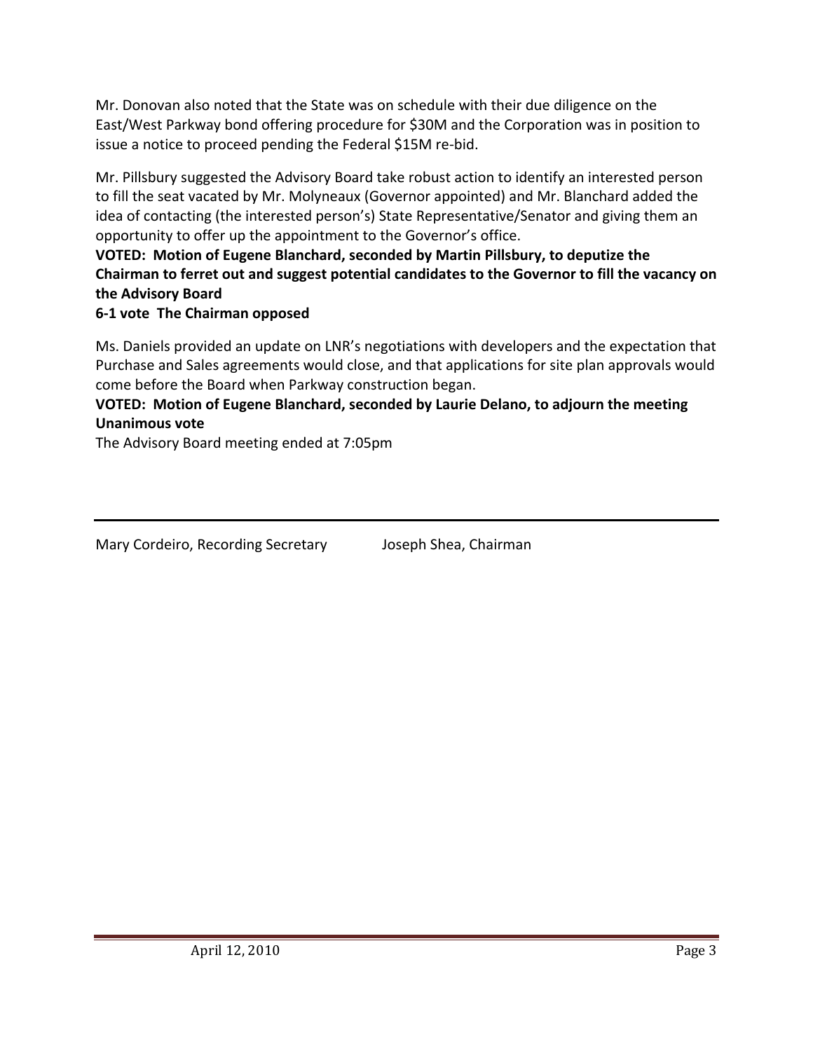Mr. Donovan also noted that the State was on schedule with their due diligence on the East/West Parkway bond offering procedure for $30M and the Corporation was in position to issue a notice to proceed pending the Federal $15M re-bid.

Mr. Pillsbury suggested the Advisory Board take robust action to identify an interested person to fill the seat vacated by Mr. Molyneaux (Governor appointed) and Mr. Blanchard added the idea of contacting (the interested person's) State Representative/Senator and giving them an opportunity to offer up the appointment to the Governor's office.

**VOTED: Motion of Eugene Blanchard, seconded by Martin Pillsbury, to deputize the Chairman to ferret out and suggest potential candidates to the Governor to fill the vacancy on the Advisory Board**

**6-1 vote The Chairman opposed**

Ms. Daniels provided an update on LNR's negotiations with developers and the expectation that Purchase and Sales agreements would close, and that applications for site plan approvals would come before the Board when Parkway construction began.

**VOTED: Motion of Eugene Blanchard, seconded by Laurie Delano, to adjourn the meeting**
**Unanimous vote**

The Advisory Board meeting ended at 7:05pm

---

Mary Cordeiro, Recording Secretary Joseph Shea, Chairman